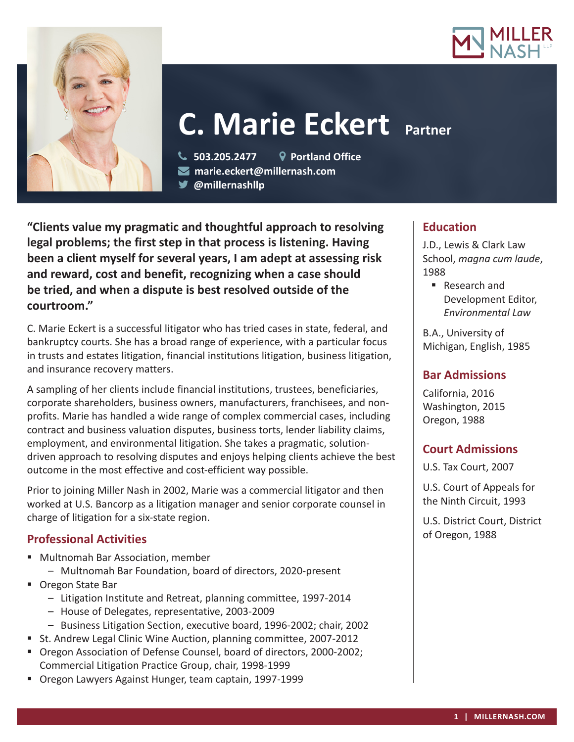# C. Marie Eckert

Partner

503.205.2477
Portland Office
marie.eckert@millernash.com
@millernashllp

**"Clients value my pragmatic and thoughtful approach to resolving legal problems; the first step in that process is listening. Having been a client myself for several years, I am adept at assessing risk and reward, cost and benefit, recognizing when a case should be tried, and when a dispute is best resolved outside of the courtroom."**

C. Marie Eckert is a successful litigator who has tried cases in state, federal, and bankruptcy courts. She has a broad range of experience, with a particular focus in trusts and estates litigation, financial institutions litigation, business litigation, and insurance recovery matters.

A sampling of her clients include financial institutions, trustees, beneficiaries, corporate shareholders, business owners, manufacturers, franchisees, and non-profits. Marie has handled a wide range of complex commercial cases, including contract and business valuation disputes, business torts, lender liability claims, employment, and environmental litigation. She takes a pragmatic, solution-driven approach to resolving disputes and enjoys helping clients achieve the best outcome in the most effective and cost-efficient way possible.

Prior to joining Miller Nash in 2002, Marie was a commercial litigator and then worked at U.S. Bancorp as a litigation manager and senior corporate counsel in charge of litigation for a six-state region.

## Professional Activities

- Multnomah Bar Association, member
  - Multnomah Bar Foundation, board of directors, 2020-present
- Oregon State Bar
  - Litigation Institute and Retreat, planning committee, 1997-2014
  - House of Delegates, representative, 2003-2009
  - Business Litigation Section, executive board, 1996-2002; chair, 2002
- St. Andrew Legal Clinic Wine Auction, planning committee, 2007-2012
- Oregon Association of Defense Counsel, board of directors, 2000-2002; Commercial Litigation Practice Group, chair, 1998-1999
- Oregon Lawyers Against Hunger, team captain, 1997-1999

## Education

J.D., Lewis & Clark Law School, *magna cum laude*, 1988

- Research and Development Editor, *Environmental Law*

B.A., University of Michigan, English, 1985

## Bar Admissions

California, 2016
Washington, 2015
Oregon, 1988

## Court Admissions

U.S. Tax Court, 2007

U.S. Court of Appeals for the Ninth Circuit, 1993

U.S. District Court, District of Oregon, 1988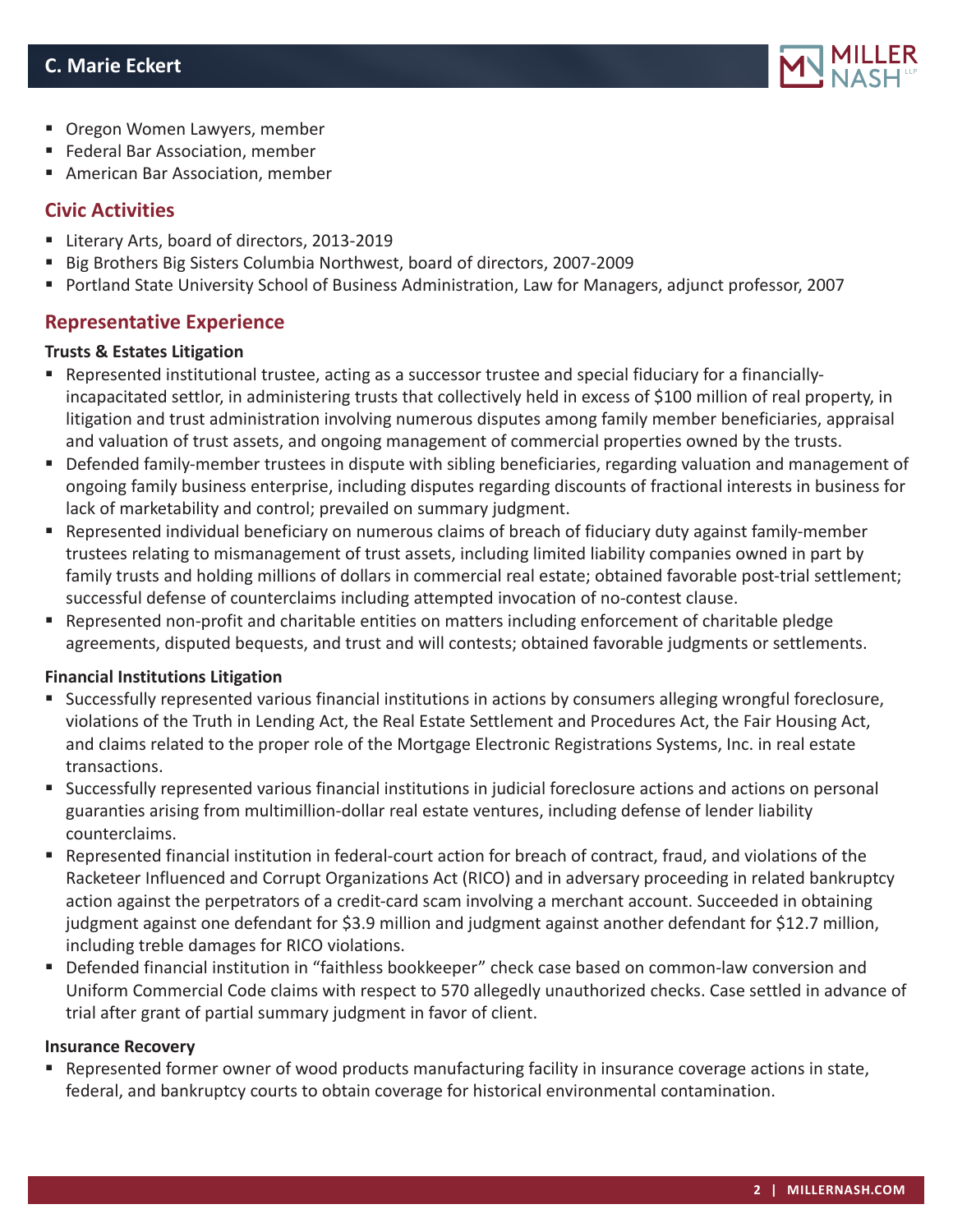- Oregon Women Lawyers, member
- Federal Bar Association, member
- American Bar Association, member

## Civic Activities

- Literary Arts, board of directors, 2013-2019
- Big Brothers Big Sisters Columbia Northwest, board of directors, 2007-2009
- Portland State University School of Business Administration, Law for Managers, adjunct professor, 2007

## Representative Experience

**Trusts & Estates Litigation**

- Represented institutional trustee, acting as a successor trustee and special fiduciary for a financially-incapacitated settlor, in administering trusts that collectively held in excess of $100 million of real property, in litigation and trust administration involving numerous disputes among family member beneficiaries, appraisal and valuation of trust assets, and ongoing management of commercial properties owned by the trusts.
- Defended family-member trustees in dispute with sibling beneficiaries, regarding valuation and management of ongoing family business enterprise, including disputes regarding discounts of fractional interests in business for lack of marketability and control; prevailed on summary judgment.
- Represented individual beneficiary on numerous claims of breach of fiduciary duty against family-member trustees relating to mismanagement of trust assets, including limited liability companies owned in part by family trusts and holding millions of dollars in commercial real estate; obtained favorable post-trial settlement; successful defense of counterclaims including attempted invocation of no-contest clause.
- Represented non-profit and charitable entities on matters including enforcement of charitable pledge agreements, disputed bequests, and trust and will contests; obtained favorable judgments or settlements.

**Financial Institutions Litigation**

- Successfully represented various financial institutions in actions by consumers alleging wrongful foreclosure, violations of the Truth in Lending Act, the Real Estate Settlement and Procedures Act, the Fair Housing Act, and claims related to the proper role of the Mortgage Electronic Registrations Systems, Inc. in real estate transactions.
- Successfully represented various financial institutions in judicial foreclosure actions and actions on personal guaranties arising from multimillion-dollar real estate ventures, including defense of lender liability counterclaims.
- Represented financial institution in federal-court action for breach of contract, fraud, and violations of the Racketeer Influenced and Corrupt Organizations Act (RICO) and in adversary proceeding in related bankruptcy action against the perpetrators of a credit-card scam involving a merchant account. Succeeded in obtaining judgment against one defendant for $3.9 million and judgment against another defendant for $12.7 million, including treble damages for RICO violations.
- Defended financial institution in "faithless bookkeeper" check case based on common-law conversion and Uniform Commercial Code claims with respect to 570 allegedly unauthorized checks. Case settled in advance of trial after grant of partial summary judgment in favor of client.

**Insurance Recovery**

- Represented former owner of wood products manufacturing facility in insurance coverage actions in state, federal, and bankruptcy courts to obtain coverage for historical environmental contamination.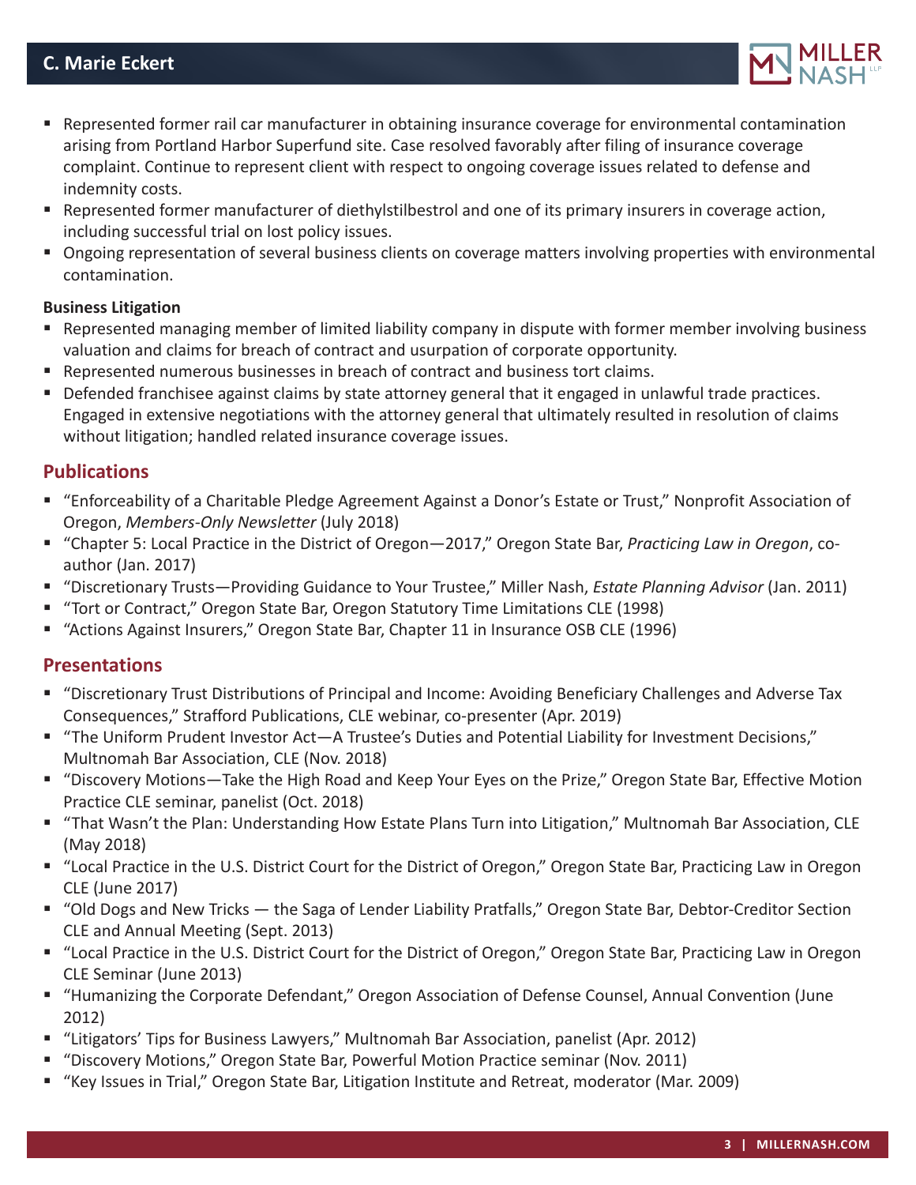- Represented former rail car manufacturer in obtaining insurance coverage for environmental contamination arising from Portland Harbor Superfund site. Case resolved favorably after filing of insurance coverage complaint. Continue to represent client with respect to ongoing coverage issues related to defense and indemnity costs.
- Represented former manufacturer of diethylstilbestrol and one of its primary insurers in coverage action, including successful trial on lost policy issues.
- Ongoing representation of several business clients on coverage matters involving properties with environmental contamination.

**Business Litigation**

- Represented managing member of limited liability company in dispute with former member involving business valuation and claims for breach of contract and usurpation of corporate opportunity.
- Represented numerous businesses in breach of contract and business tort claims.
- Defended franchisee against claims by state attorney general that it engaged in unlawful trade practices. Engaged in extensive negotiations with the attorney general that ultimately resulted in resolution of claims without litigation; handled related insurance coverage issues.

## Publications

- "Enforceability of a Charitable Pledge Agreement Against a Donor's Estate or Trust," Nonprofit Association of Oregon, *Members-Only Newsletter* (July 2018)
- "Chapter 5: Local Practice in the District of Oregon—2017," Oregon State Bar, *Practicing Law in Oregon*, co-author (Jan. 2017)
- "Discretionary Trusts—Providing Guidance to Your Trustee," Miller Nash, *Estate Planning Advisor* (Jan. 2011)
- "Tort or Contract," Oregon State Bar, Oregon Statutory Time Limitations CLE (1998)
- "Actions Against Insurers," Oregon State Bar, Chapter 11 in Insurance OSB CLE (1996)

## Presentations

- "Discretionary Trust Distributions of Principal and Income: Avoiding Beneficiary Challenges and Adverse Tax Consequences," Strafford Publications, CLE webinar, co-presenter (Apr. 2019)
- "The Uniform Prudent Investor Act—A Trustee's Duties and Potential Liability for Investment Decisions," Multnomah Bar Association, CLE (Nov. 2018)
- "Discovery Motions—Take the High Road and Keep Your Eyes on the Prize," Oregon State Bar, Effective Motion Practice CLE seminar, panelist (Oct. 2018)
- "That Wasn't the Plan: Understanding How Estate Plans Turn into Litigation," Multnomah Bar Association, CLE (May 2018)
- "Local Practice in the U.S. District Court for the District of Oregon," Oregon State Bar, Practicing Law in Oregon CLE (June 2017)
- "Old Dogs and New Tricks — the Saga of Lender Liability Pratfalls," Oregon State Bar, Debtor-Creditor Section CLE and Annual Meeting (Sept. 2013)
- "Local Practice in the U.S. District Court for the District of Oregon," Oregon State Bar, Practicing Law in Oregon CLE Seminar (June 2013)
- "Humanizing the Corporate Defendant," Oregon Association of Defense Counsel, Annual Convention (June 2012)
- "Litigators' Tips for Business Lawyers," Multnomah Bar Association, panelist (Apr. 2012)
- "Discovery Motions," Oregon State Bar, Powerful Motion Practice seminar (Nov. 2011)
- "Key Issues in Trial," Oregon State Bar, Litigation Institute and Retreat, moderator (Mar. 2009)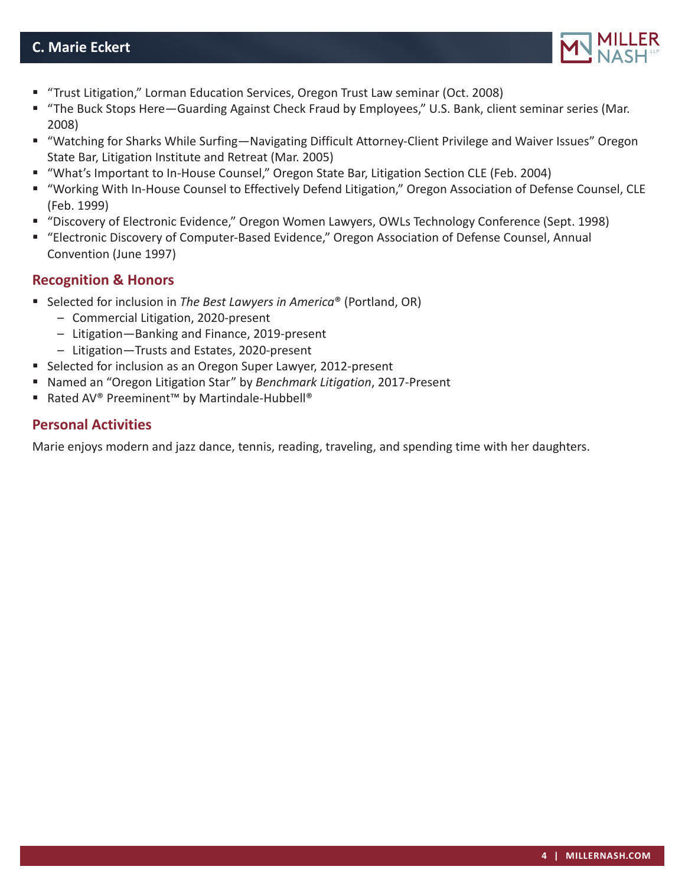- "Trust Litigation," Lorman Education Services, Oregon Trust Law seminar (Oct. 2008)
- "The Buck Stops Here—Guarding Against Check Fraud by Employees," U.S. Bank, client seminar series (Mar. 2008)
- "Watching for Sharks While Surfing—Navigating Difficult Attorney-Client Privilege and Waiver Issues" Oregon State Bar, Litigation Institute and Retreat (Mar. 2005)
- "What's Important to In-House Counsel," Oregon State Bar, Litigation Section CLE (Feb. 2004)
- "Working With In-House Counsel to Effectively Defend Litigation," Oregon Association of Defense Counsel, CLE (Feb. 1999)
- "Discovery of Electronic Evidence," Oregon Women Lawyers, OWLs Technology Conference (Sept. 1998)
- "Electronic Discovery of Computer-Based Evidence," Oregon Association of Defense Counsel, Annual Convention (June 1997)

## Recognition & Honors

- Selected for inclusion in *The Best Lawyers in America*® (Portland, OR)
  - Commercial Litigation, 2020-present
  - Litigation—Banking and Finance, 2019-present
  - Litigation—Trusts and Estates, 2020-present
- Selected for inclusion as an Oregon Super Lawyer, 2012-present
- Named an "Oregon Litigation Star" by *Benchmark Litigation*, 2017-Present
- Rated AV® Preeminent™ by Martindale-Hubbell®

## Personal Activities

Marie enjoys modern and jazz dance, tennis, reading, traveling, and spending time with her daughters.